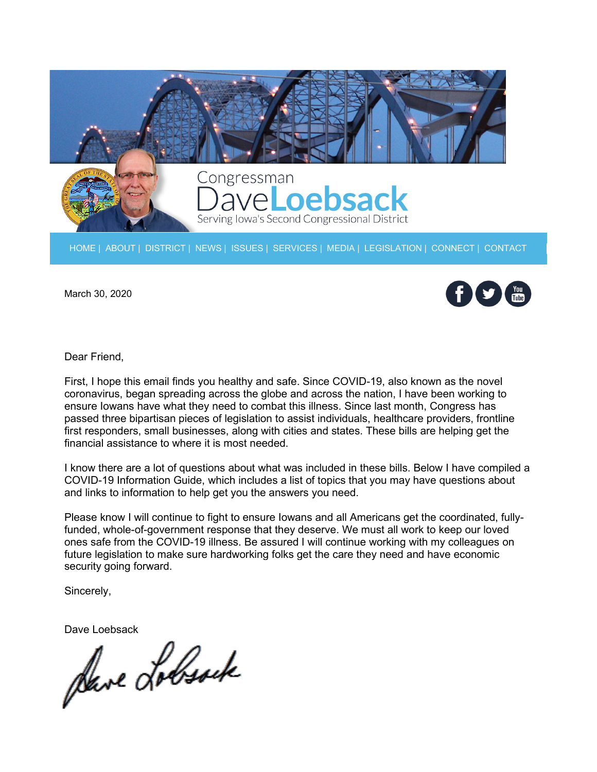Congressman

# Dave Loebsack

Serving Iowa's Second Congressional District

HOME | ABOUT | DISTRICT | NEWS | ISSUES | SERVICES | MEDIA | LEGISLATION | CONNECT | CONTACT

March 30, 2020

Dear Friend,

First, I hope this email finds you healthy and safe. Since COVID-19, also known as the novel coronavirus, began spreading across the globe and across the nation, I have been working to ensure Iowans have what they need to combat this illness. Since last month, Congress has passed three bipartisan pieces of legislation to assist individuals, healthcare providers, frontline first responders, small businesses, along with cities and states. These bills are helping get the financial assistance to where it is most needed.

I know there are a lot of questions about what was included in these bills. Below I have compiled a COVID-19 Information Guide, which includes a list of topics that you may have questions about and links to information to help get you the answers you need.

Please know I will continue to fight to ensure Iowans and all Americans get the coordinated, fully-funded, whole-of-government response that they deserve. We must all work to keep our loved ones safe from the COVID-19 illness. Be assured I will continue working with my colleagues on future legislation to make sure hardworking folks get the care they need and have economic security going forward.

Sincerely,

Dave Loebsack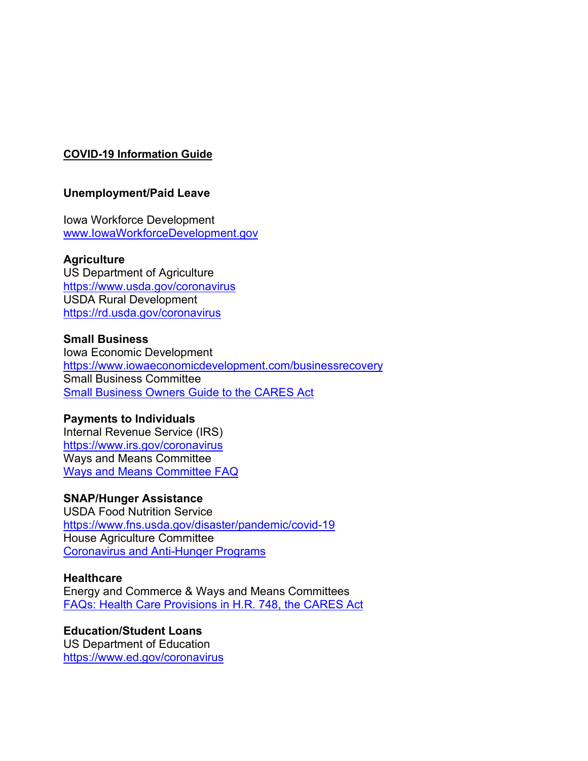**COVID-19 Information Guide**

**Unemployment/Paid Leave**

Iowa Workforce Development
www.IowaWorkforceDevelopment.gov

**Agriculture**
US Department of Agriculture
https://www.usda.gov/coronavirus
USDA Rural Development
https://rd.usda.gov/coronavirus

**Small Business**
Iowa Economic Development
https://www.iowaeconomicdevelopment.com/businessrecovery
Small Business Committee
Small Business Owners Guide to the CARES Act

**Payments to Individuals**
Internal Revenue Service (IRS)
https://www.irs.gov/coronavirus
Ways and Means Committee
Ways and Means Committee FAQ

**SNAP/Hunger Assistance**
USDA Food Nutrition Service
https://www.fns.usda.gov/disaster/pandemic/covid-19
House Agriculture Committee
Coronavirus and Anti-Hunger Programs

**Healthcare**
Energy and Commerce & Ways and Means Committees
FAQs: Health Care Provisions in H.R. 748, the CARES Act

**Education/Student Loans**
US Department of Education
https://www.ed.gov/coronavirus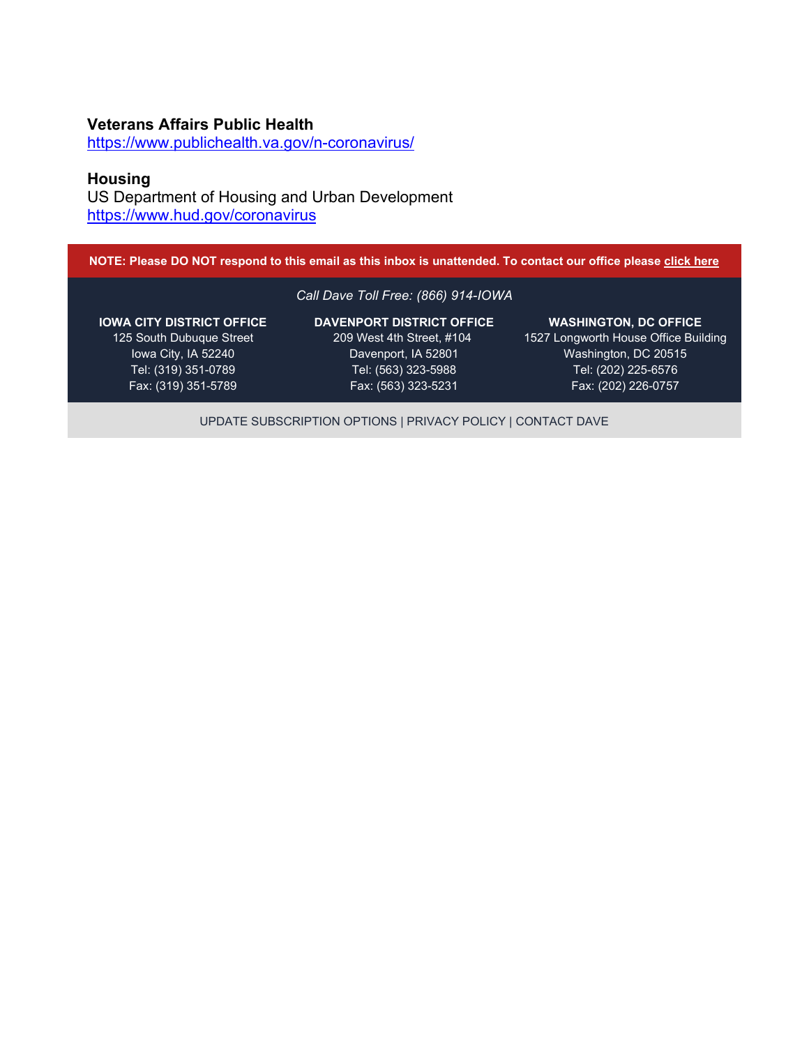**Veterans Affairs Public Health**
https://www.publichealth.va.gov/n-coronavirus/

**Housing**
US Department of Housing and Urban Development
https://www.hud.gov/coronavirus

**NOTE: Please DO NOT respond to this email as this inbox is unattended. To contact our office please click here**

*Call Dave Toll Free: (866) 914-IOWA*

**IOWA CITY DISTRICT OFFICE**
125 South Dubuque Street
Iowa City, IA 52240
Tel: (319) 351-0789
Fax: (319) 351-5789

**DAVENPORT DISTRICT OFFICE**
209 West 4th Street, #104
Davenport, IA 52801
Tel: (563) 323-5988
Fax: (563) 323-5231

**WASHINGTON, DC OFFICE**
1527 Longworth House Office Building
Washington, DC 20515
Tel: (202) 225-6576
Fax: (202) 226-0757

UPDATE SUBSCRIPTION OPTIONS | PRIVACY POLICY | CONTACT DAVE